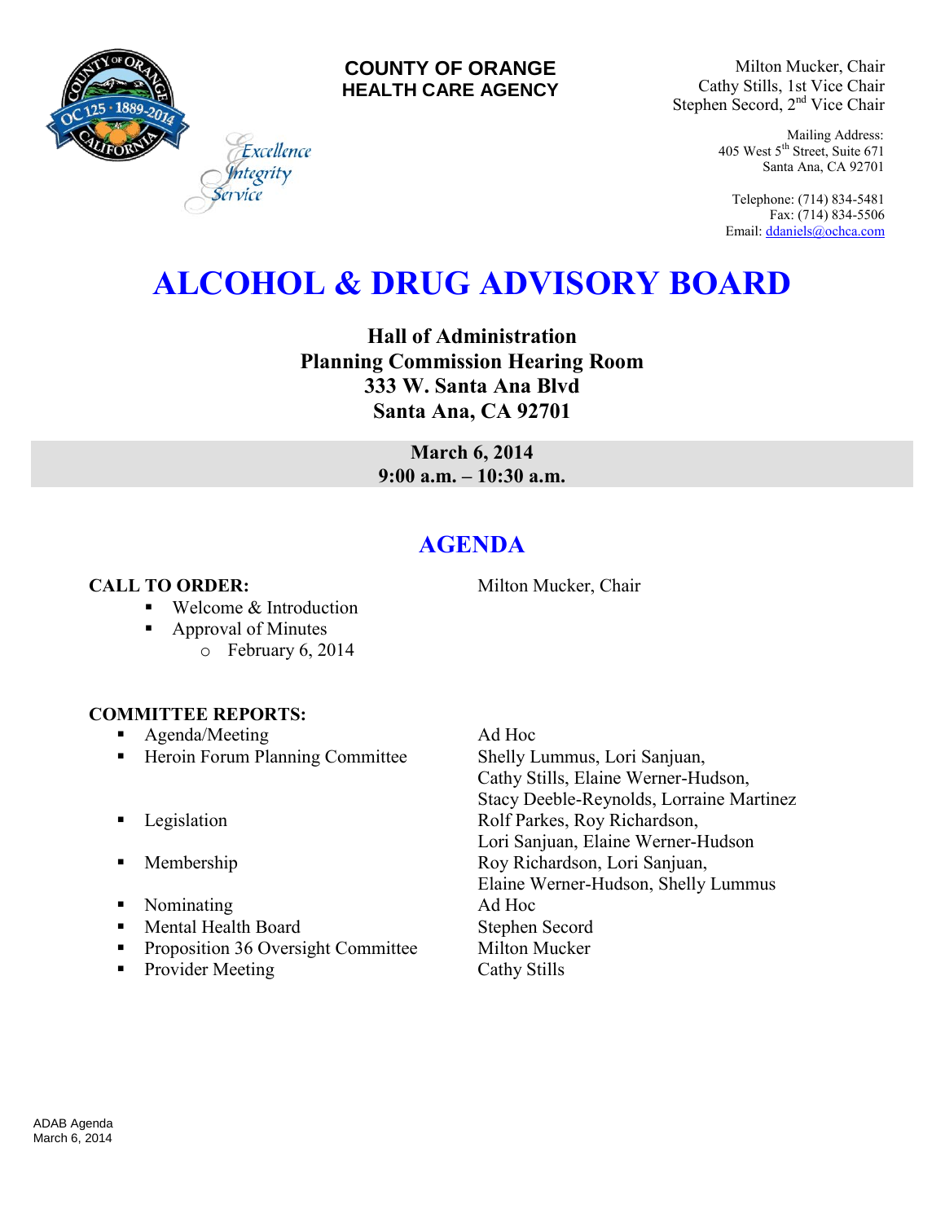**COUNTY OF ORANGE**
**HEALTH CARE AGENCY**

*Excellence*
*Integrity*
*Service*

Milton Mucker, Chair
Cathy Stills, 1st Vice Chair
Stephen Secord, 2nd Vice Chair

Mailing Address:
405 West 5th Street, Suite 671
Santa Ana, CA 92701

Telephone: (714) 834-5481
Fax: (714) 834-5506
Email: ddaniels@ochca.com

# ALCOHOL & DRUG ADVISORY BOARD

**Hall of Administration**
**Planning Commission Hearing Room**
**333 W. Santa Ana Blvd**
**Santa Ana, CA 92701**

**March 6, 2014**
**9:00 a.m. – 10:30 a.m.**

## AGENDA

**CALL TO ORDER:** Milton Mucker, Chair

- Welcome & Introduction
- Approval of Minutes
  - February 6, 2014

**COMMITTEE REPORTS:**

| Committee | Members |
|---|---|
| Agenda/Meeting | Ad Hoc |
| Heroin Forum Planning Committee | Shelly Lummus, Lori Sanjuan, Cathy Stills, Elaine Werner-Hudson, Stacy Deeble-Reynolds, Lorraine Martinez |
| Legislation | Rolf Parkes, Roy Richardson, Lori Sanjuan, Elaine Werner-Hudson |
| Membership | Roy Richardson, Lori Sanjuan, Elaine Werner-Hudson, Shelly Lummus |
| Nominating | Ad Hoc |
| Mental Health Board | Stephen Secord |
| Proposition 36 Oversight Committee | Milton Mucker |
| Provider Meeting | Cathy Stills |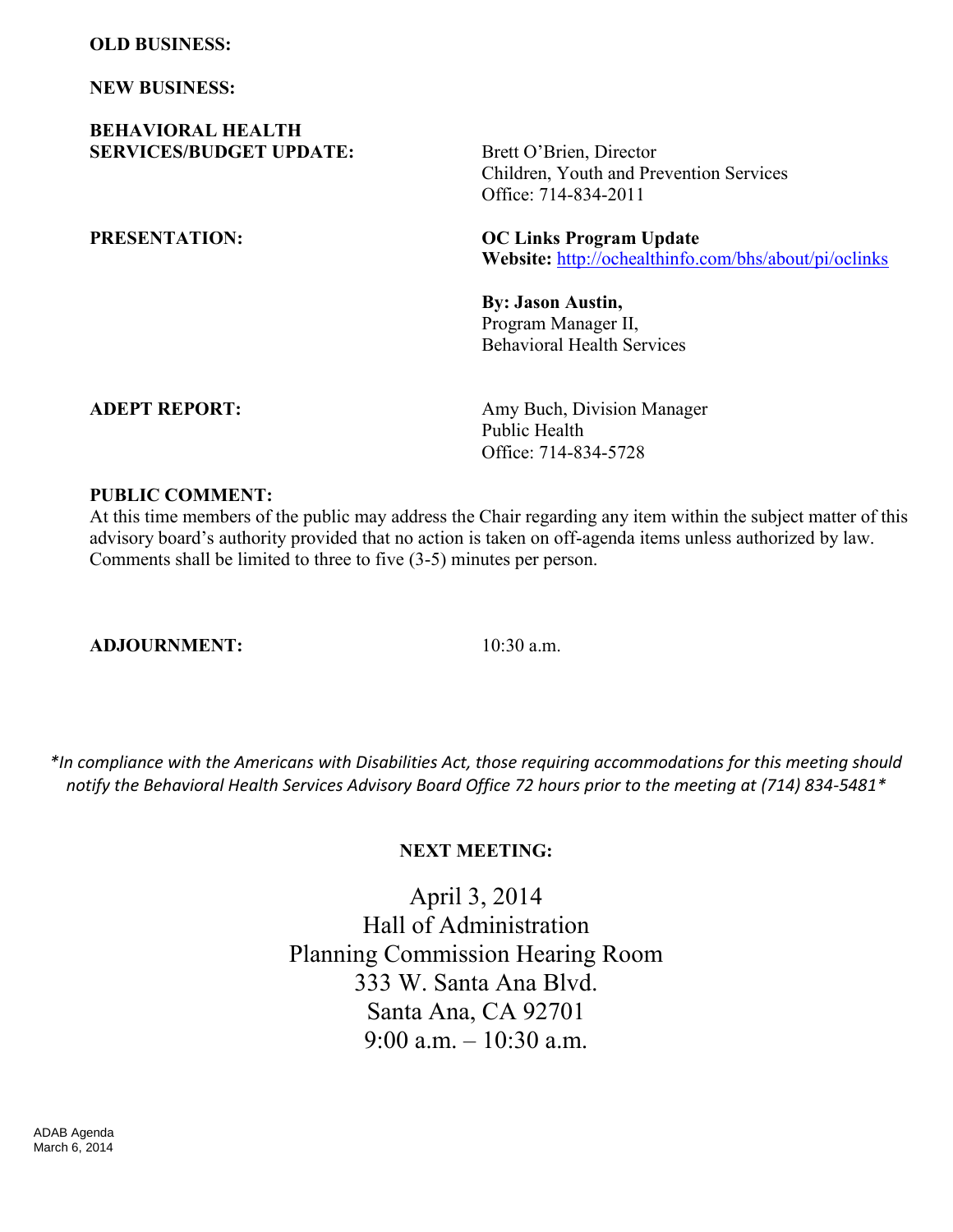**OLD BUSINESS:**

**NEW BUSINESS:**

**BEHAVIORAL HEALTH SERVICES/BUDGET UPDATE:** Brett O'Brien, Director
Children, Youth and Prevention Services
Office: 714-834-2011

**PRESENTATION:** **OC Links Program Update**
**Website:** http://ochealthinfo.com/bhs/about/pi/oclinks

**By: Jason Austin,**
Program Manager II,
Behavioral Health Services

**ADEPT REPORT:** Amy Buch, Division Manager
Public Health
Office: 714-834-5728

**PUBLIC COMMENT:**
At this time members of the public may address the Chair regarding any item within the subject matter of this advisory board's authority provided that no action is taken on off-agenda items unless authorized by law. Comments shall be limited to three to five (3-5) minutes per person.

**ADJOURNMENT:** 10:30 a.m.

*\*In compliance with the Americans with Disabilities Act, those requiring accommodations for this meeting should notify the Behavioral Health Services Advisory Board Office 72 hours prior to the meeting at (714) 834-5481\**

**NEXT MEETING:**

April 3, 2014
Hall of Administration
Planning Commission Hearing Room
333 W. Santa Ana Blvd.
Santa Ana, CA 92701
9:00 a.m. – 10:30 a.m.

ADAB Agenda
March 6, 2014